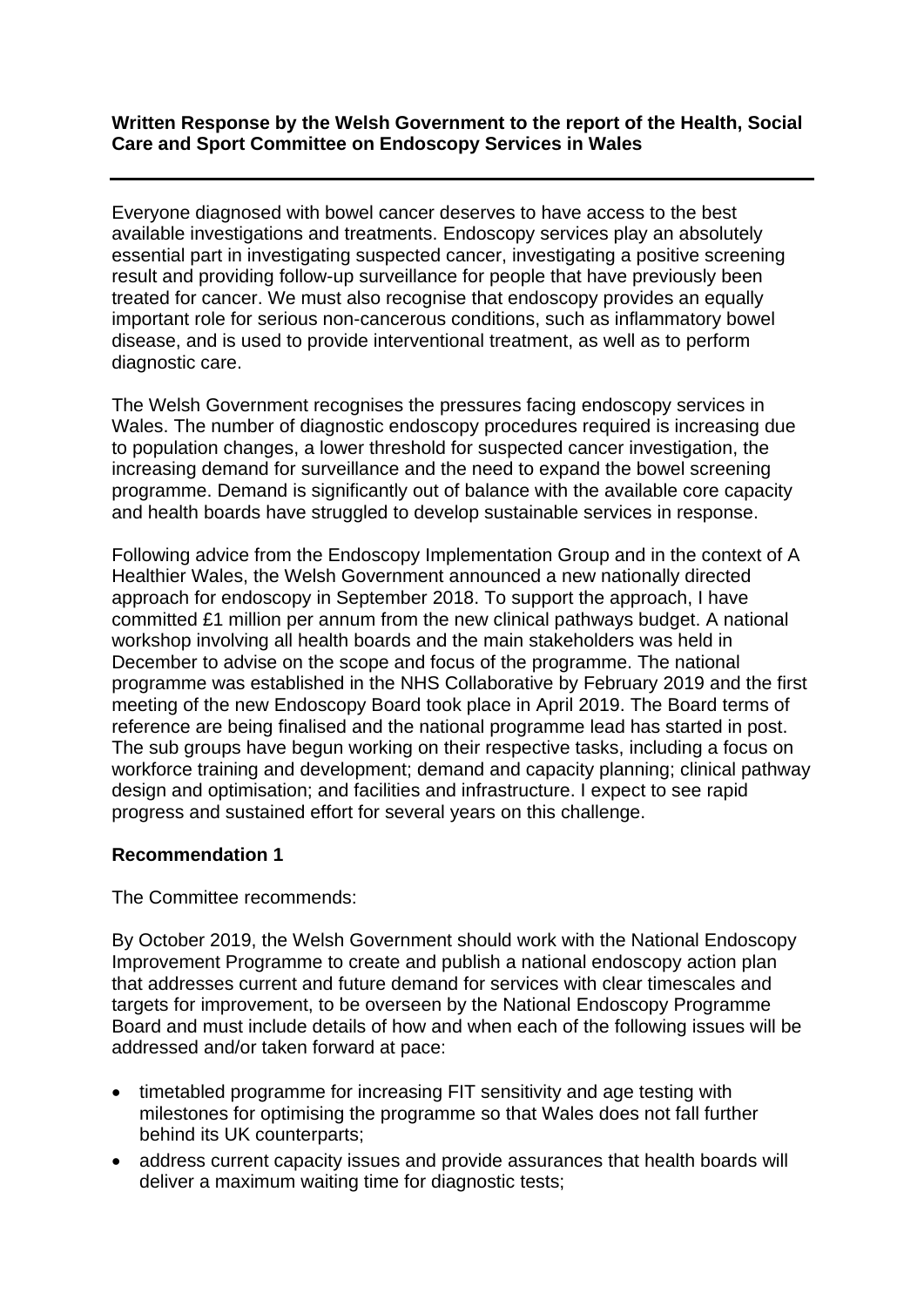**Written Response by the Welsh Government to the report of the Health, Social Care and Sport Committee on Endoscopy Services in Wales**

---

Everyone diagnosed with bowel cancer deserves to have access to the best available investigations and treatments. Endoscopy services play an absolutely essential part in investigating suspected cancer, investigating a positive screening result and providing follow-up surveillance for people that have previously been treated for cancer. We must also recognise that endoscopy provides an equally important role for serious non-cancerous conditions, such as inflammatory bowel disease, and is used to provide interventional treatment, as well as to perform diagnostic care.

The Welsh Government recognises the pressures facing endoscopy services in Wales. The number of diagnostic endoscopy procedures required is increasing due to population changes, a lower threshold for suspected cancer investigation, the increasing demand for surveillance and the need to expand the bowel screening programme. Demand is significantly out of balance with the available core capacity and health boards have struggled to develop sustainable services in response.

Following advice from the Endoscopy Implementation Group and in the context of A Healthier Wales, the Welsh Government announced a new nationally directed approach for endoscopy in September 2018. To support the approach, I have committed £1 million per annum from the new clinical pathways budget. A national workshop involving all health boards and the main stakeholders was held in December to advise on the scope and focus of the programme. The national programme was established in the NHS Collaborative by February 2019 and the first meeting of the new Endoscopy Board took place in April 2019. The Board terms of reference are being finalised and the national programme lead has started in post. The sub groups have begun working on their respective tasks, including a focus on workforce training and development; demand and capacity planning; clinical pathway design and optimisation; and facilities and infrastructure. I expect to see rapid progress and sustained effort for several years on this challenge.

**Recommendation 1**

The Committee recommends:

By October 2019, the Welsh Government should work with the National Endoscopy Improvement Programme to create and publish a national endoscopy action plan that addresses current and future demand for services with clear timescales and targets for improvement, to be overseen by the National Endoscopy Programme Board and must include details of how and when each of the following issues will be addressed and/or taken forward at pace:

- timetabled programme for increasing FIT sensitivity and age testing with milestones for optimising the programme so that Wales does not fall further behind its UK counterparts;
- address current capacity issues and provide assurances that health boards will deliver a maximum waiting time for diagnostic tests;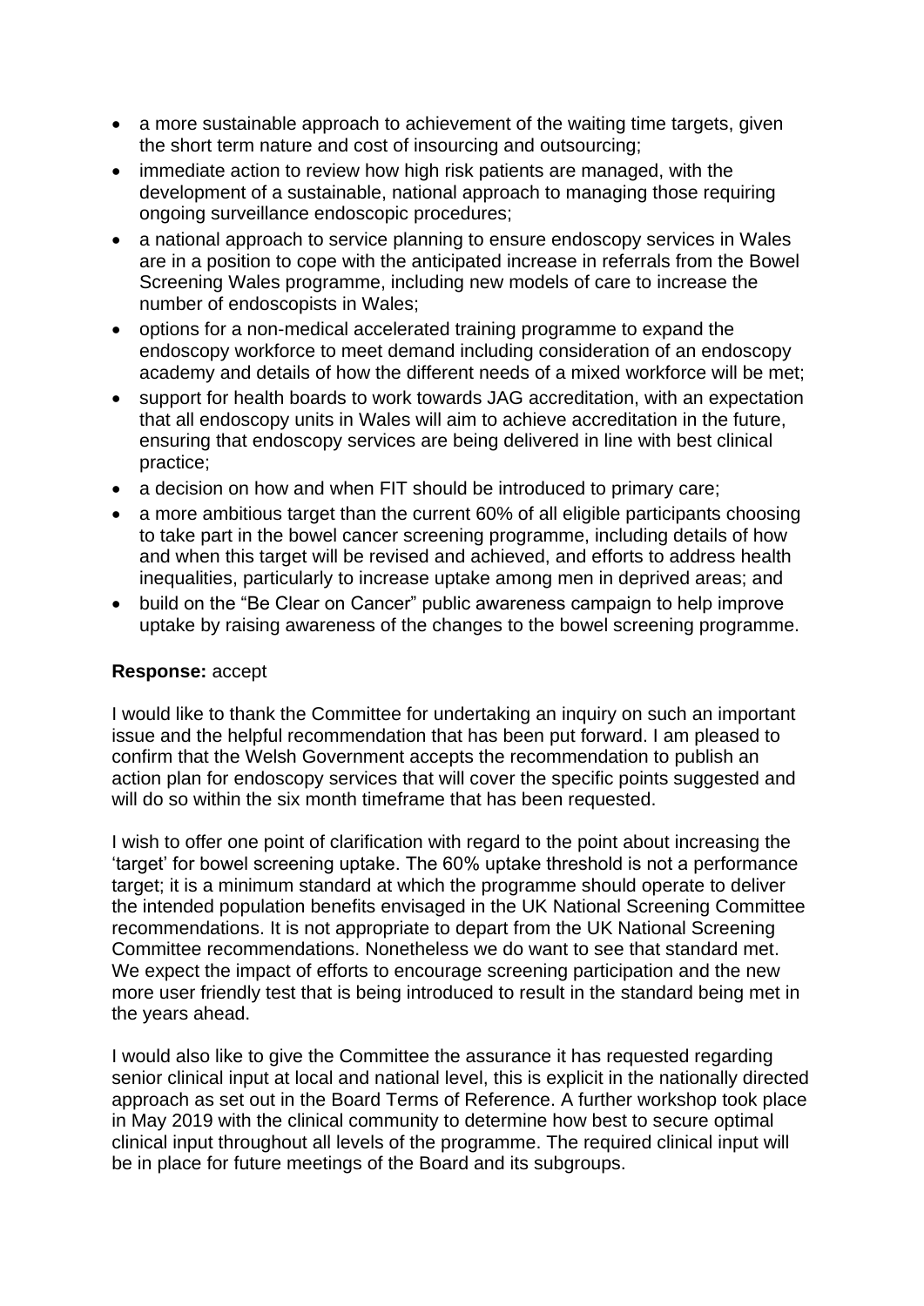- a more sustainable approach to achievement of the waiting time targets, given the short term nature and cost of insourcing and outsourcing;
- immediate action to review how high risk patients are managed, with the development of a sustainable, national approach to managing those requiring ongoing surveillance endoscopic procedures;
- a national approach to service planning to ensure endoscopy services in Wales are in a position to cope with the anticipated increase in referrals from the Bowel Screening Wales programme, including new models of care to increase the number of endoscopists in Wales;
- options for a non-medical accelerated training programme to expand the endoscopy workforce to meet demand including consideration of an endoscopy academy and details of how the different needs of a mixed workforce will be met;
- support for health boards to work towards JAG accreditation, with an expectation that all endoscopy units in Wales will aim to achieve accreditation in the future, ensuring that endoscopy services are being delivered in line with best clinical practice;
- a decision on how and when FIT should be introduced to primary care;
- a more ambitious target than the current 60% of all eligible participants choosing to take part in the bowel cancer screening programme, including details of how and when this target will be revised and achieved, and efforts to address health inequalities, particularly to increase uptake among men in deprived areas; and
- build on the "Be Clear on Cancer" public awareness campaign to help improve uptake by raising awareness of the changes to the bowel screening programme.

**Response:** accept

I would like to thank the Committee for undertaking an inquiry on such an important issue and the helpful recommendation that has been put forward. I am pleased to confirm that the Welsh Government accepts the recommendation to publish an action plan for endoscopy services that will cover the specific points suggested and will do so within the six month timeframe that has been requested.

I wish to offer one point of clarification with regard to the point about increasing the 'target' for bowel screening uptake. The 60% uptake threshold is not a performance target; it is a minimum standard at which the programme should operate to deliver the intended population benefits envisaged in the UK National Screening Committee recommendations. It is not appropriate to depart from the UK National Screening Committee recommendations. Nonetheless we do want to see that standard met. We expect the impact of efforts to encourage screening participation and the new more user friendly test that is being introduced to result in the standard being met in the years ahead.

I would also like to give the Committee the assurance it has requested regarding senior clinical input at local and national level, this is explicit in the nationally directed approach as set out in the Board Terms of Reference. A further workshop took place in May 2019 with the clinical community to determine how best to secure optimal clinical input throughout all levels of the programme. The required clinical input will be in place for future meetings of the Board and its subgroups.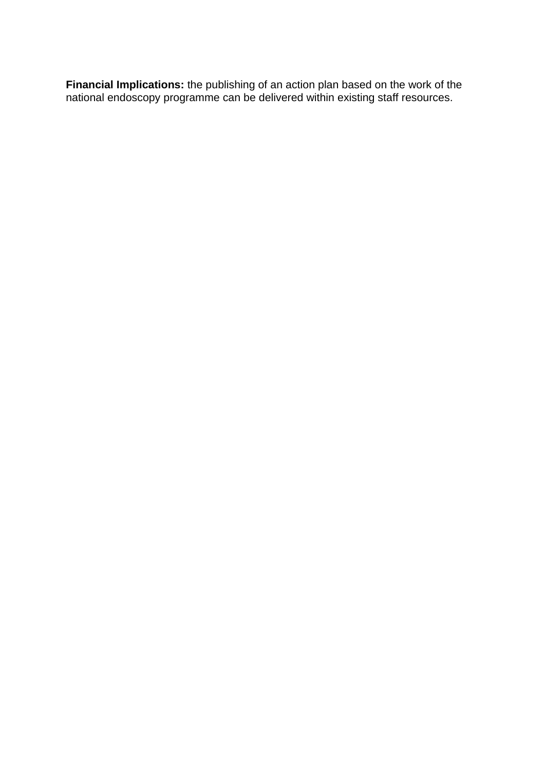**Financial Implications:** the publishing of an action plan based on the work of the national endoscopy programme can be delivered within existing staff resources.